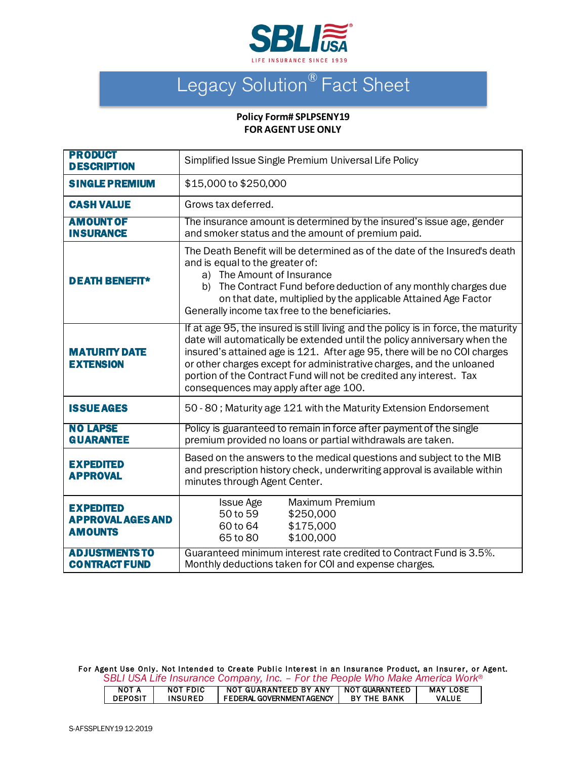SBLI USA

LIFE INSURANCE SINCE 1939

# Legacy Solution® Fact Sheet

**Policy Form# SPLPSENY19**
**FOR AGENT USE ONLY**

| | |
|---|---|
| **PRODUCT DESCRIPTION** | Simplified Issue Single Premium Universal Life Policy |
| **SINGLE PREMIUM** | $15,000 to $250,000 |
| **CASH VALUE** | Grows tax deferred. |
| **AMOUNT OF INSURANCE** | The insurance amount is determined by the insured's issue age, gender and smoker status and the amount of premium paid. |
| **DEATH BENEFIT*** | The Death Benefit will be determined as of the date of the Insured's death and is equal to the greater of:<br>a) The Amount of Insurance<br>b) The Contract Fund before deduction of any monthly charges due on that date, multiplied by the applicable Attained Age Factor<br>Generally income tax free to the beneficiaries. |
| **MATURITY DATE EXTENSION** | If at age 95, the insured is still living and the policy is in force, the maturity date will automatically be extended until the policy anniversary when the insured's attained age is 121. After age 95, there will be no COI charges or other charges except for administrative charges, and the unloaned portion of the Contract Fund will not be credited any interest. Tax consequences may apply after age 100. |
| **ISSUE AGES** | 50 - 80 ; Maturity age 121 with the Maturity Extension Endorsement |
| **NO LAPSE GUARANTEE** | Policy is guaranteed to remain in force after payment of the single premium provided no loans or partial withdrawals are taken. |
| **EXPEDITED APPROVAL** | Based on the answers to the medical questions and subject to the MIB and prescription history check, underwriting approval is available within minutes through Agent Center. |
| **EXPEDITED APPROVAL AGES AND AMOUNTS** | Issue Age — Maximum Premium<br>50 to 59 — $250,000<br>60 to 64 — $175,000<br>65 to 80 — $100,000 |
| **ADJUSTMENTS TO CONTRACT FUND** | Guaranteed minimum interest rate credited to Contract Fund is 3.5%. Monthly deductions taken for COI and expense charges. |

For Agent Use Only. Not Intended to Create Public Interest in an Insurance Product, an Insurer, or Agent.

*SBLI USA Life Insurance Company, Inc. – For the People Who Make America Work®*

| NOT A DEPOSIT | NOT FDIC INSURED | NOT GUARANTEED BY ANY FEDERAL GOVERNMENT AGENCY | NOT GUARANTEED BY THE BANK | MAY LOSE VALUE |
|---|---|---|---|---|

S-AFSSPLENY19 12-2019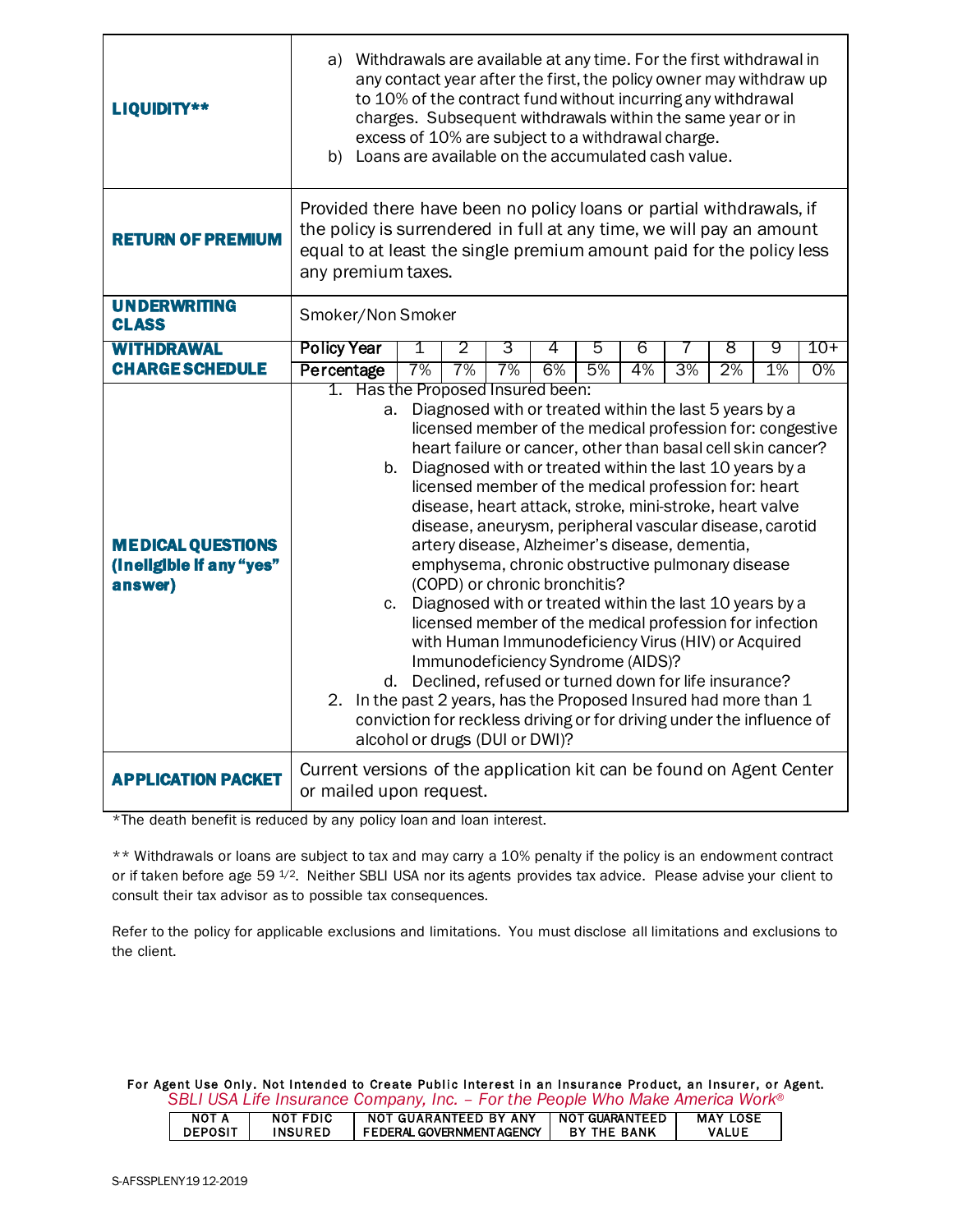| | |
|---|---|
| **LIQUIDITY**** | a) Withdrawals are available at any time. For the first withdrawal in any contact year after the first, the policy owner may withdraw up to 10% of the contract fund without incurring any withdrawal charges. Subsequent withdrawals within the same year or in excess of 10% are subject to a withdrawal charge.<br>b) Loans are available on the accumulated cash value. |
| **RETURN OF PREMIUM** | Provided there have been no policy loans or partial withdrawals, if the policy is surrendered in full at any time, we will pay an amount equal to at least the single premium amount paid for the policy less any premium taxes. |
| **UNDERWRITING CLASS** | Smoker/Non Smoker |
| **WITHDRAWAL CHARGE SCHEDULE** | Policy Year: 1 / 2 / 3 / 4 / 5 / 6 / 7 / 8 / 9 / 10+<br>Percentage: 7% / 7% / 7% / 6% / 5% / 4% / 3% / 2% / 1% / 0% |
| **MEDICAL QUESTIONS (Ineligible if any "yes" answer)** | 1. Has the Proposed Insured been:<br>a. Diagnosed with or treated within the last 5 years by a licensed member of the medical profession for: congestive heart failure or cancer, other than basal cell skin cancer?<br>b. Diagnosed with or treated within the last 10 years by a licensed member of the medical profession for: heart disease, heart attack, stroke, mini-stroke, heart valve disease, aneurysm, peripheral vascular disease, carotid artery disease, Alzheimer's disease, dementia, emphysema, chronic obstructive pulmonary disease (COPD) or chronic bronchitis?<br>c. Diagnosed with or treated within the last 10 years by a licensed member of the medical profession for infection with Human Immunodeficiency Virus (HIV) or Acquired Immunodeficiency Syndrome (AIDS)?<br>d. Declined, refused or turned down for life insurance?<br>2. In the past 2 years, has the Proposed Insured had more than 1 conviction for reckless driving or for driving under the influence of alcohol or drugs (DUI or DWI)? |
| **APPLICATION PACKET** | Current versions of the application kit can be found on Agent Center or mailed upon request. |

*The death benefit is reduced by any policy loan and loan interest.

** Withdrawals or loans are subject to tax and may carry a 10% penalty if the policy is an endowment contract or if taken before age 59 1/2. Neither SBLI USA nor its agents provides tax advice. Please advise your client to consult their tax advisor as to possible tax consequences.

Refer to the policy for applicable exclusions and limitations. You must disclose all limitations and exclusions to the client.

For Agent Use Only. Not Intended to Create Public Interest in an Insurance Product, an Insurer, or Agent.

*SBLI USA Life Insurance Company, Inc. – For the People Who Make America Work®*

| NOT A DEPOSIT | NOT FDIC INSURED | NOT GUARANTEED BY ANY FEDERAL GOVERNMENT AGENCY | NOT GUARANTEED BY THE BANK | MAY LOSE VALUE |
|---|---|---|---|---|

S-AFSSPLENY19 12-2019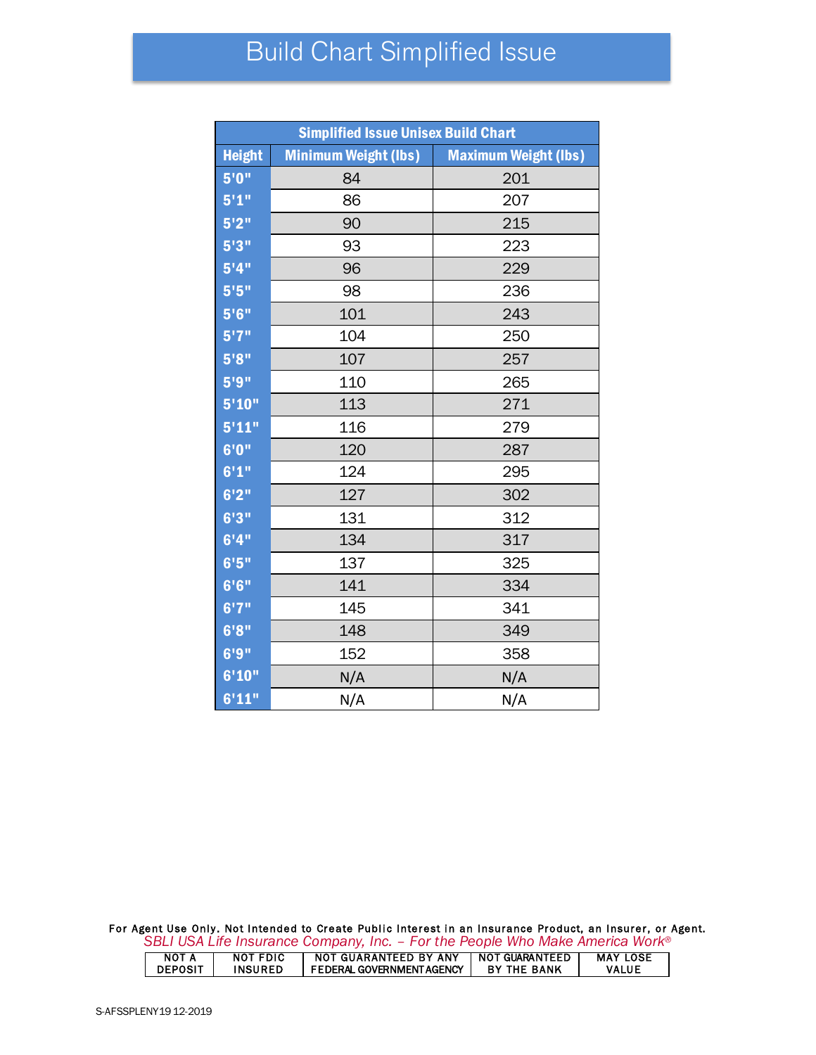# Build Chart Simplified Issue

| Simplified Issue Unisex Build Chart | | |
|---|---|---|
| **Height** | **Minimum Weight (lbs)** | **Maximum Weight (lbs)** |
| 5'0" | 84 | 201 |
| 5'1" | 86 | 207 |
| 5'2" | 90 | 215 |
| 5'3" | 93 | 223 |
| 5'4" | 96 | 229 |
| 5'5" | 98 | 236 |
| 5'6" | 101 | 243 |
| 5'7" | 104 | 250 |
| 5'8" | 107 | 257 |
| 5'9" | 110 | 265 |
| 5'10" | 113 | 271 |
| 5'11" | 116 | 279 |
| 6'0" | 120 | 287 |
| 6'1" | 124 | 295 |
| 6'2" | 127 | 302 |
| 6'3" | 131 | 312 |
| 6'4" | 134 | 317 |
| 6'5" | 137 | 325 |
| 6'6" | 141 | 334 |
| 6'7" | 145 | 341 |
| 6'8" | 148 | 349 |
| 6'9" | 152 | 358 |
| 6'10" | N/A | N/A |
| 6'11" | N/A | N/A |

For Agent Use Only. Not Intended to Create Public Interest in an Insurance Product, an Insurer, or Agent.

*SBLI USA Life Insurance Company, Inc. – For the People Who Make America Work®*

| NOT A DEPOSIT | NOT FDIC INSURED | NOT GUARANTEED BY ANY FEDERAL GOVERNMENT AGENCY | NOT GUARANTEED BY THE BANK | MAY LOSE VALUE |
|---|---|---|---|---|

S-AFSSPLENY19 12-2019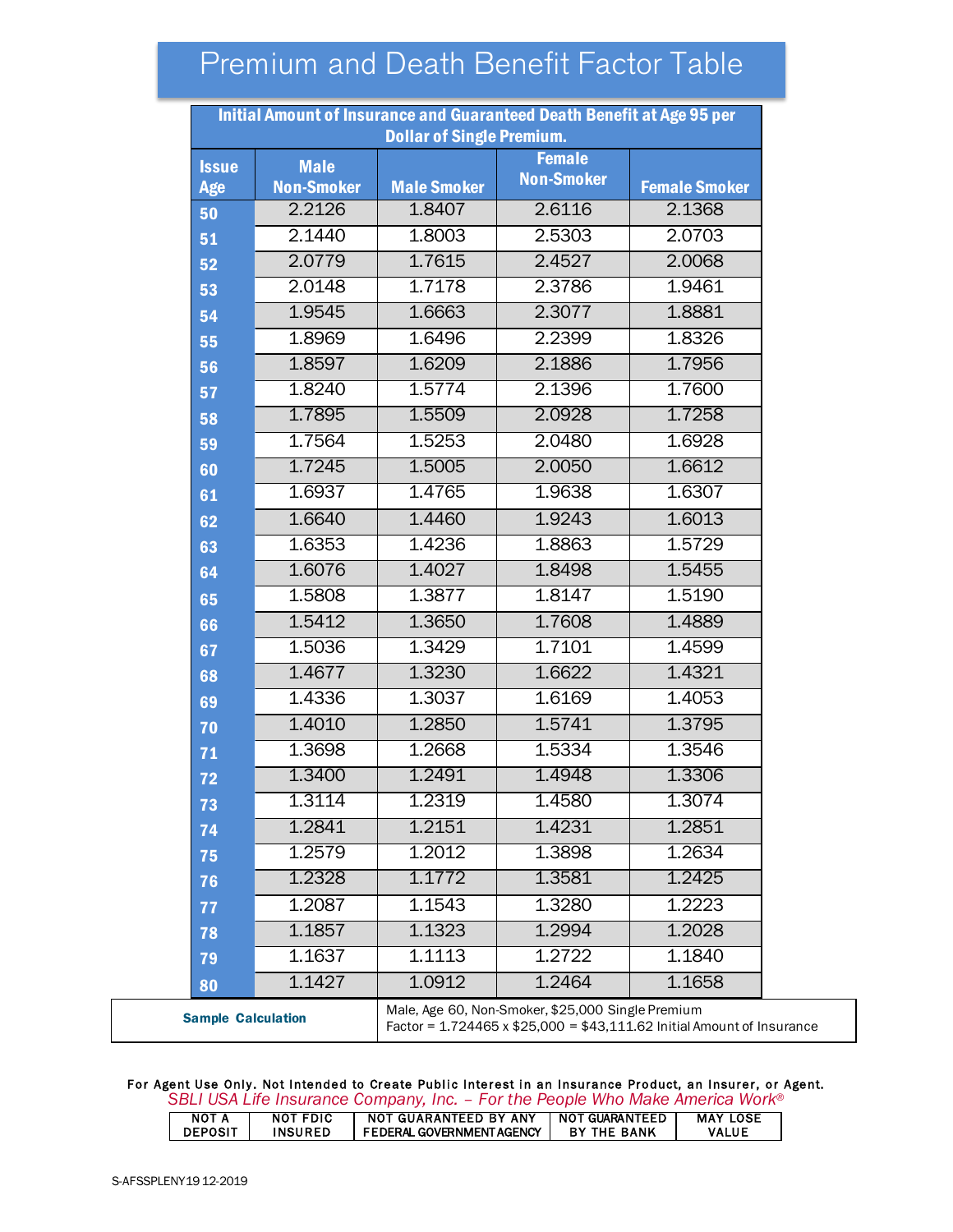# Premium and Death Benefit Factor Table

| Initial Amount of Insurance and Guaranteed Death Benefit at Age 95 per Dollar of Single Premium. | | | | |
|---|---|---|---|---|
| **Issue Age** | **Male Non-Smoker** | **Male Smoker** | **Female Non-Smoker** | **Female Smoker** |
| 50 | 2.2126 | 1.8407 | 2.6116 | 2.1368 |
| 51 | 2.1440 | 1.8003 | 2.5303 | 2.0703 |
| 52 | 2.0779 | 1.7615 | 2.4527 | 2.0068 |
| 53 | 2.0148 | 1.7178 | 2.3786 | 1.9461 |
| 54 | 1.9545 | 1.6663 | 2.3077 | 1.8881 |
| 55 | 1.8969 | 1.6496 | 2.2399 | 1.8326 |
| 56 | 1.8597 | 1.6209 | 2.1886 | 1.7956 |
| 57 | 1.8240 | 1.5774 | 2.1396 | 1.7600 |
| 58 | 1.7895 | 1.5509 | 2.0928 | 1.7258 |
| 59 | 1.7564 | 1.5253 | 2.0480 | 1.6928 |
| 60 | 1.7245 | 1.5005 | 2.0050 | 1.6612 |
| 61 | 1.6937 | 1.4765 | 1.9638 | 1.6307 |
| 62 | 1.6640 | 1.4460 | 1.9243 | 1.6013 |
| 63 | 1.6353 | 1.4236 | 1.8863 | 1.5729 |
| 64 | 1.6076 | 1.4027 | 1.8498 | 1.5455 |
| 65 | 1.5808 | 1.3877 | 1.8147 | 1.5190 |
| 66 | 1.5412 | 1.3650 | 1.7608 | 1.4889 |
| 67 | 1.5036 | 1.3429 | 1.7101 | 1.4599 |
| 68 | 1.4677 | 1.3230 | 1.6622 | 1.4321 |
| 69 | 1.4336 | 1.3037 | 1.6169 | 1.4053 |
| 70 | 1.4010 | 1.2850 | 1.5741 | 1.3795 |
| 71 | 1.3698 | 1.2668 | 1.5334 | 1.3546 |
| 72 | 1.3400 | 1.2491 | 1.4948 | 1.3306 |
| 73 | 1.3114 | 1.2319 | 1.4580 | 1.3074 |
| 74 | 1.2841 | 1.2151 | 1.4231 | 1.2851 |
| 75 | 1.2579 | 1.2012 | 1.3898 | 1.2634 |
| 76 | 1.2328 | 1.1772 | 1.3581 | 1.2425 |
| 77 | 1.2087 | 1.1543 | 1.3280 | 1.2223 |
| 78 | 1.1857 | 1.1323 | 1.2994 | 1.2028 |
| 79 | 1.1637 | 1.1113 | 1.2722 | 1.1840 |
| 80 | 1.1427 | 1.0912 | 1.2464 | 1.1658 |

| | |
|---|---|
| **Sample Calculation** | Male, Age 60, Non-Smoker, $25,000 Single Premium<br>Factor = 1.724465 x $25,000 = $43,111.62 Initial Amount of Insurance |

For Agent Use Only. Not Intended to Create Public Interest in an Insurance Product, an Insurer, or Agent.

*SBLI USA Life Insurance Company, Inc. – For the People Who Make America Work®*

| | | | | |
|---|---|---|---|---|
| NOT A DEPOSIT | NOT FDIC INSURED | NOT GUARANTEED BY ANY FEDERAL GOVERNMENT AGENCY | NOT GUARANTEED BY THE BANK | MAY LOSE VALUE |

S-AFSSPLENY19 12-2019